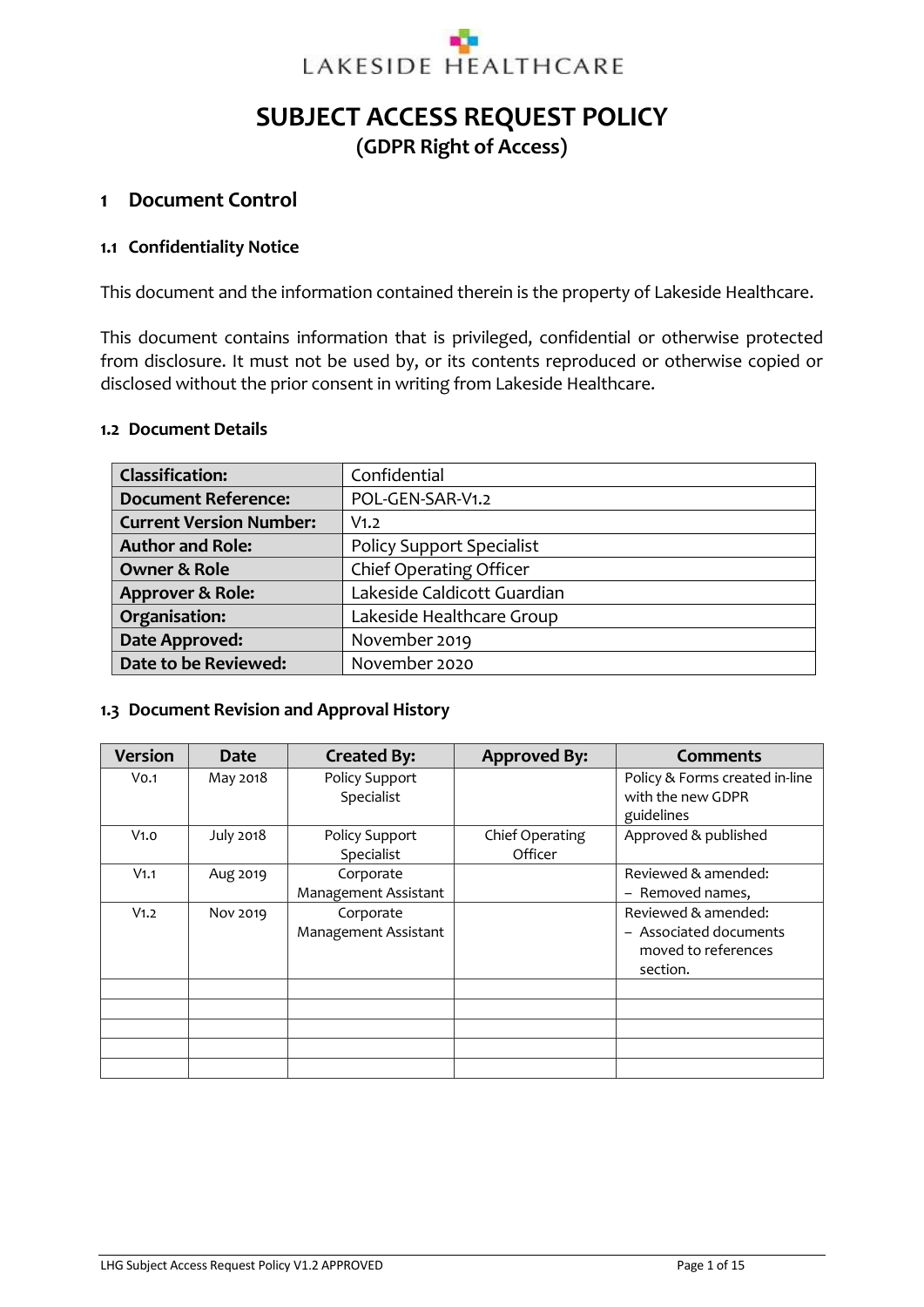LAKESIDE HEALTHCARE

# SUBJECT ACCESS REQUEST POLICY
## (GDPR Right of Access)

## 1 Document Control

### 1.1 Confidentiality Notice

This document and the information contained therein is the property of Lakeside Healthcare.

This document contains information that is privileged, confidential or otherwise protected from disclosure. It must not be used by, or its contents reproduced or otherwise copied or disclosed without the prior consent in writing from Lakeside Healthcare.

### 1.2 Document Details

| | |
|---|---|
| **Classification:** | Confidential |
| **Document Reference:** | POL-GEN-SAR-V1.2 |
| **Current Version Number:** | V1.2 |
| **Author and Role:** | Policy Support Specialist |
| **Owner & Role** | Chief Operating Officer |
| **Approver & Role:** | Lakeside Caldicott Guardian |
| **Organisation:** | Lakeside Healthcare Group |
| **Date Approved:** | November 2019 |
| **Date to be Reviewed:** | November 2020 |

### 1.3 Document Revision and Approval History

| Version | Date | Created By: | Approved By: | Comments |
|---|---|---|---|---|
| V0.1 | May 2018 | Policy Support Specialist | | Policy & Forms created in-line with the new GDPR guidelines |
| V1.0 | July 2018 | Policy Support Specialist | Chief Operating Officer | Approved & published |
| V1.1 | Aug 2019 | Corporate Management Assistant | | Reviewed & amended: – Removed names, |
| V1.2 | Nov 2019 | Corporate Management Assistant | | Reviewed & amended: – Associated documents moved to references section. |
| | | | | |
| | | | | |
| | | | | |
| | | | | |
| | | | | |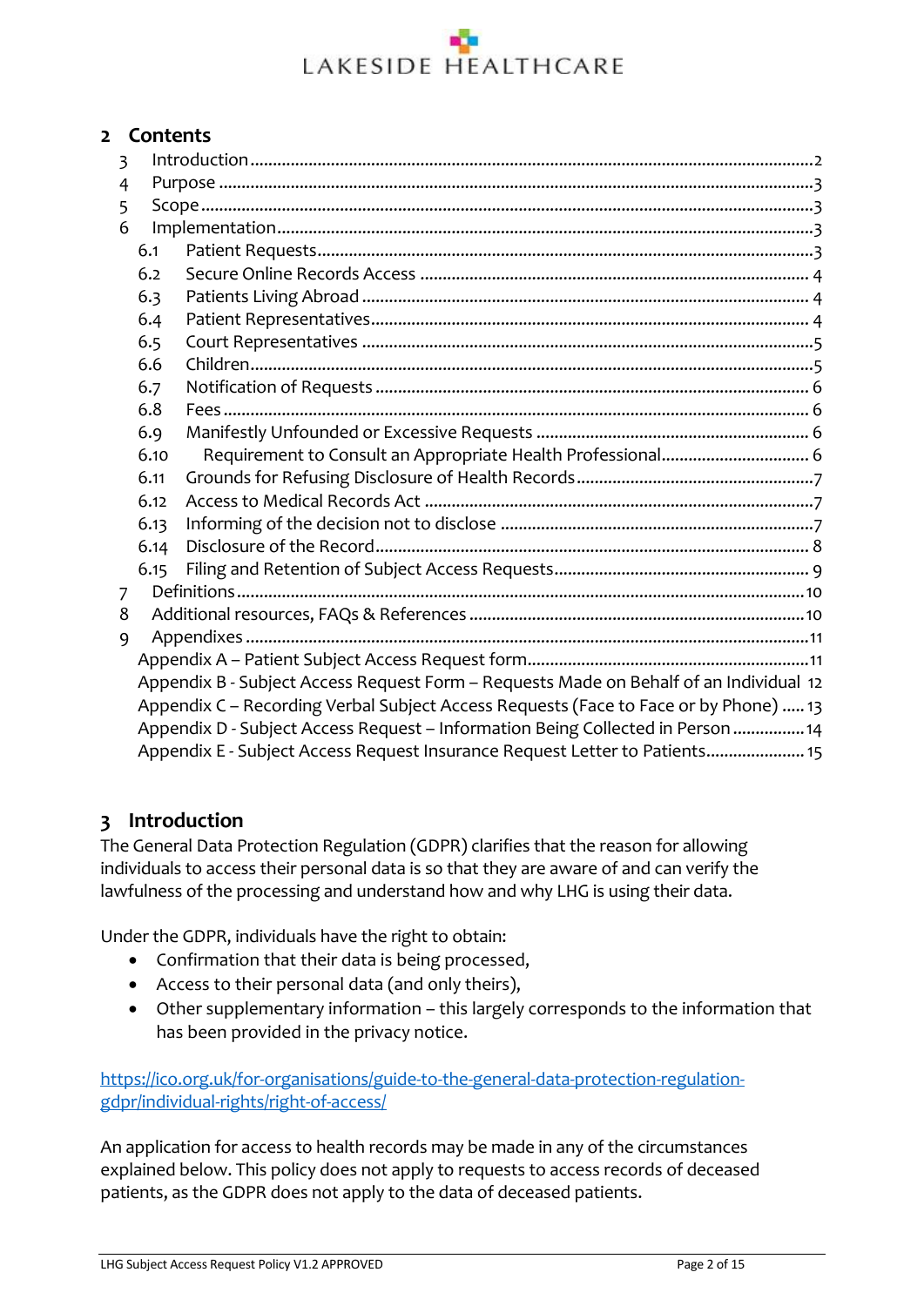## 2 Contents

3 Introduction ........ 2
4 Purpose ........ 3
5 Scope ........ 3
6 Implementation ........ 3
  6.1 Patient Requests ........ 3
  6.2 Secure Online Records Access ........ 4
  6.3 Patients Living Abroad ........ 4
  6.4 Patient Representatives ........ 4
  6.5 Court Representatives ........ 5
  6.6 Children ........ 5
  6.7 Notification of Requests ........ 6
  6.8 Fees ........ 6
  6.9 Manifestly Unfounded or Excessive Requests ........ 6
  6.10 Requirement to Consult an Appropriate Health Professional ........ 6
  6.11 Grounds for Refusing Disclosure of Health Records ........ 7
  6.12 Access to Medical Records Act ........ 7
  6.13 Informing of the decision not to disclose ........ 7
  6.14 Disclosure of the Record ........ 8
  6.15 Filing and Retention of Subject Access Requests ........ 9
7 Definitions ........ 10
8 Additional resources, FAQs & References ........ 10
9 Appendixes ........ 11
  Appendix A – Patient Subject Access Request form ........ 11
  Appendix B - Subject Access Request Form – Requests Made on Behalf of an Individual 12
  Appendix C – Recording Verbal Subject Access Requests (Face to Face or by Phone) ........ 13
  Appendix D - Subject Access Request – Information Being Collected in Person ........ 14
  Appendix E - Subject Access Request Insurance Request Letter to Patients ........ 15

## 3 Introduction

The General Data Protection Regulation (GDPR) clarifies that the reason for allowing individuals to access their personal data is so that they are aware of and can verify the lawfulness of the processing and understand how and why LHG is using their data.

Under the GDPR, individuals have the right to obtain:

- Confirmation that their data is being processed,
- Access to their personal data (and only theirs),
- Other supplementary information – this largely corresponds to the information that has been provided in the privacy notice.

https://ico.org.uk/for-organisations/guide-to-the-general-data-protection-regulation-gdpr/individual-rights/right-of-access/

An application for access to health records may be made in any of the circumstances explained below. This policy does not apply to requests to access records of deceased patients, as the GDPR does not apply to the data of deceased patients.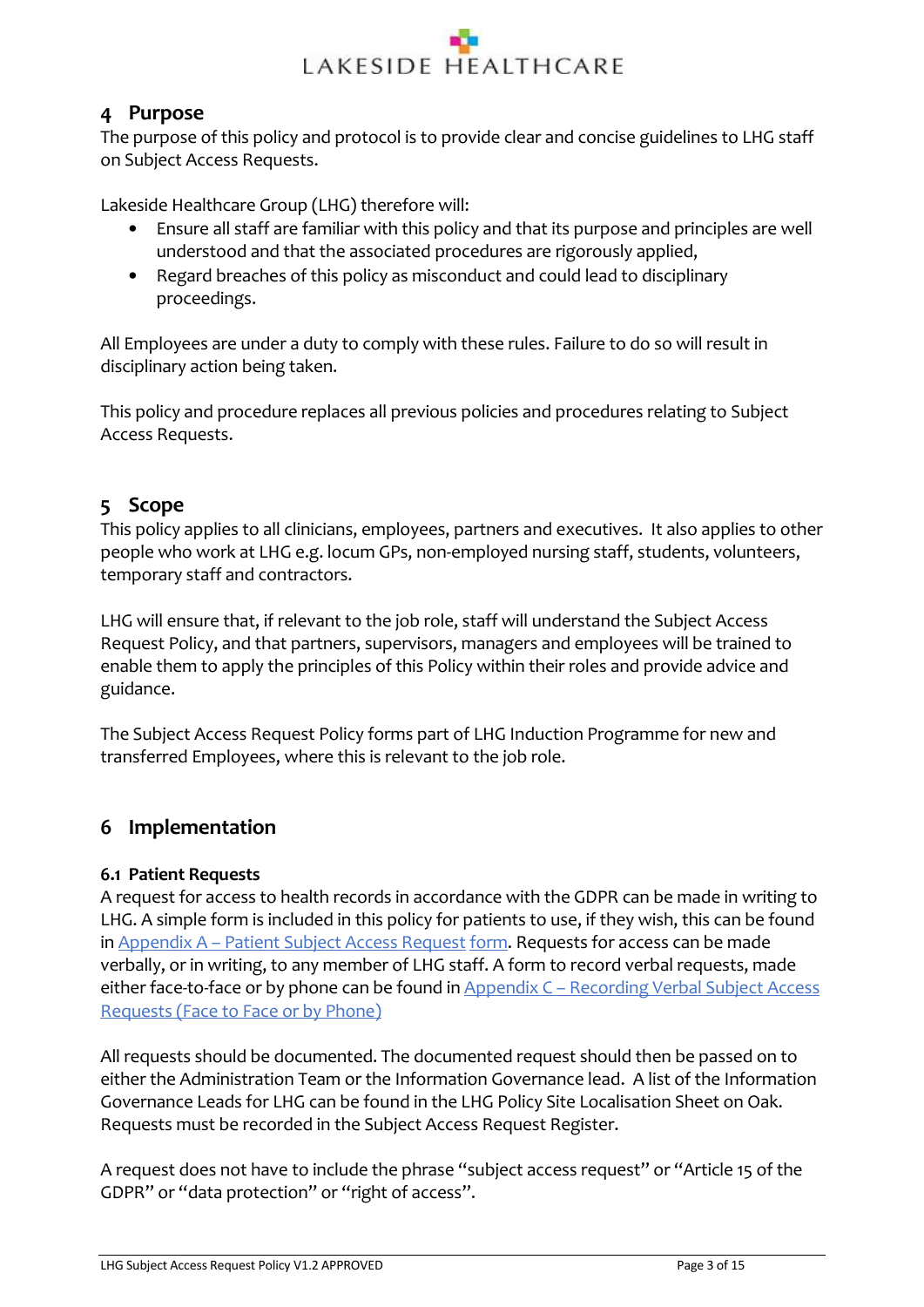## 4 Purpose

The purpose of this policy and protocol is to provide clear and concise guidelines to LHG staff on Subject Access Requests.

Lakeside Healthcare Group (LHG) therefore will:

- Ensure all staff are familiar with this policy and that its purpose and principles are well understood and that the associated procedures are rigorously applied,
- Regard breaches of this policy as misconduct and could lead to disciplinary proceedings.

All Employees are under a duty to comply with these rules. Failure to do so will result in disciplinary action being taken.

This policy and procedure replaces all previous policies and procedures relating to Subject Access Requests.

## 5 Scope

This policy applies to all clinicians, employees, partners and executives. It also applies to other people who work at LHG e.g. locum GPs, non-employed nursing staff, students, volunteers, temporary staff and contractors.

LHG will ensure that, if relevant to the job role, staff will understand the Subject Access Request Policy, and that partners, supervisors, managers and employees will be trained to enable them to apply the principles of this Policy within their roles and provide advice and guidance.

The Subject Access Request Policy forms part of LHG Induction Programme for new and transferred Employees, where this is relevant to the job role.

## 6 Implementation

### 6.1 Patient Requests

A request for access to health records in accordance with the GDPR can be made in writing to LHG. A simple form is included in this policy for patients to use, if they wish, this can be found in Appendix A – Patient Subject Access Request form. Requests for access can be made verbally, or in writing, to any member of LHG staff. A form to record verbal requests, made either face-to-face or by phone can be found in Appendix C – Recording Verbal Subject Access Requests (Face to Face or by Phone)

All requests should be documented. The documented request should then be passed on to either the Administration Team or the Information Governance lead. A list of the Information Governance Leads for LHG can be found in the LHG Policy Site Localisation Sheet on Oak. Requests must be recorded in the Subject Access Request Register.

A request does not have to include the phrase "subject access request" or "Article 15 of the GDPR" or "data protection" or "right of access".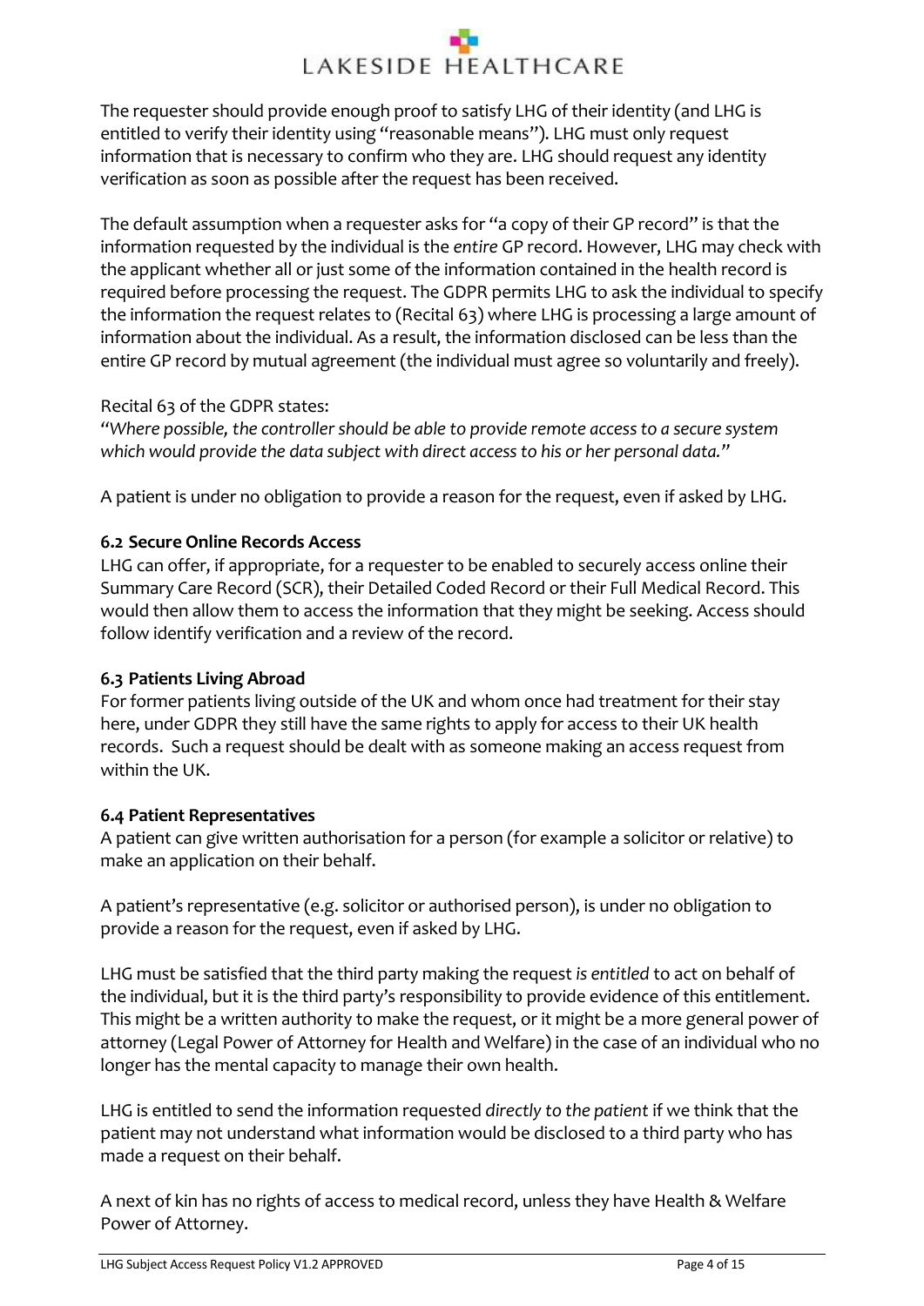The requester should provide enough proof to satisfy LHG of their identity (and LHG is entitled to verify their identity using "reasonable means"). LHG must only request information that is necessary to confirm who they are. LHG should request any identity verification as soon as possible after the request has been received.

The default assumption when a requester asks for "a copy of their GP record" is that the information requested by the individual is the *entire* GP record. However, LHG may check with the applicant whether all or just some of the information contained in the health record is required before processing the request. The GDPR permits LHG to ask the individual to specify the information the request relates to (Recital 63) where LHG is processing a large amount of information about the individual. As a result, the information disclosed can be less than the entire GP record by mutual agreement (the individual must agree so voluntarily and freely).

Recital 63 of the GDPR states:
*"Where possible, the controller should be able to provide remote access to a secure system which would provide the data subject with direct access to his or her personal data."*

A patient is under no obligation to provide a reason for the request, even if asked by LHG.

### 6.2 Secure Online Records Access

LHG can offer, if appropriate, for a requester to be enabled to securely access online their Summary Care Record (SCR), their Detailed Coded Record or their Full Medical Record. This would then allow them to access the information that they might be seeking. Access should follow identify verification and a review of the record.

### 6.3 Patients Living Abroad

For former patients living outside of the UK and whom once had treatment for their stay here, under GDPR they still have the same rights to apply for access to their UK health records. Such a request should be dealt with as someone making an access request from within the UK.

### 6.4 Patient Representatives

A patient can give written authorisation for a person (for example a solicitor or relative) to make an application on their behalf.

A patient's representative (e.g. solicitor or authorised person), is under no obligation to provide a reason for the request, even if asked by LHG.

LHG must be satisfied that the third party making the request *is entitled* to act on behalf of the individual, but it is the third party's responsibility to provide evidence of this entitlement. This might be a written authority to make the request, or it might be a more general power of attorney (Legal Power of Attorney for Health and Welfare) in the case of an individual who no longer has the mental capacity to manage their own health.

LHG is entitled to send the information requested *directly to the patient* if we think that the patient may not understand what information would be disclosed to a third party who has made a request on their behalf.

A next of kin has no rights of access to medical record, unless they have Health & Welfare Power of Attorney.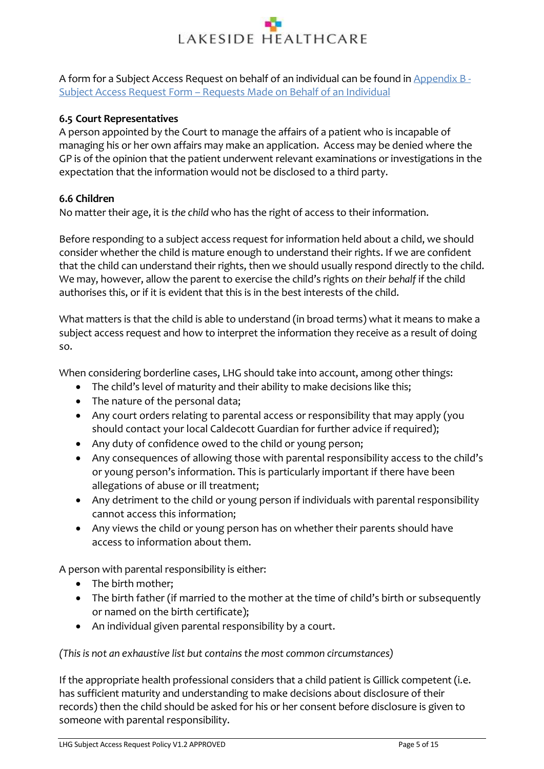A form for a Subject Access Request on behalf of an individual can be found in [Appendix B - Subject Access Request Form – Requests Made on Behalf of an Individual]()

### 6.5 Court Representatives

A person appointed by the Court to manage the affairs of a patient who is incapable of managing his or her own affairs may make an application. Access may be denied where the GP is of the opinion that the patient underwent relevant examinations or investigations in the expectation that the information would not be disclosed to a third party.

### 6.6 Children

No matter their age, it is *the child* who has the right of access to their information.

Before responding to a subject access request for information held about a child, we should consider whether the child is mature enough to understand their rights. If we are confident that the child can understand their rights, then we should usually respond directly to the child. We may, however, allow the parent to exercise the child's rights *on their behalf* if the child authorises this, or if it is evident that this is in the best interests of the child.

What matters is that the child is able to understand (in broad terms) what it means to make a subject access request and how to interpret the information they receive as a result of doing so.

When considering borderline cases, LHG should take into account, among other things:

- The child's level of maturity and their ability to make decisions like this;
- The nature of the personal data;
- Any court orders relating to parental access or responsibility that may apply (you should contact your local Caldecott Guardian for further advice if required);
- Any duty of confidence owed to the child or young person;
- Any consequences of allowing those with parental responsibility access to the child's or young person's information. This is particularly important if there have been allegations of abuse or ill treatment;
- Any detriment to the child or young person if individuals with parental responsibility cannot access this information;
- Any views the child or young person has on whether their parents should have access to information about them.

A person with parental responsibility is either:

- The birth mother;
- The birth father (if married to the mother at the time of child's birth or subsequently or named on the birth certificate);
- An individual given parental responsibility by a court.

*(This is not an exhaustive list but contains the most common circumstances)*

If the appropriate health professional considers that a child patient is Gillick competent (i.e. has sufficient maturity and understanding to make decisions about disclosure of their records) then the child should be asked for his or her consent before disclosure is given to someone with parental responsibility.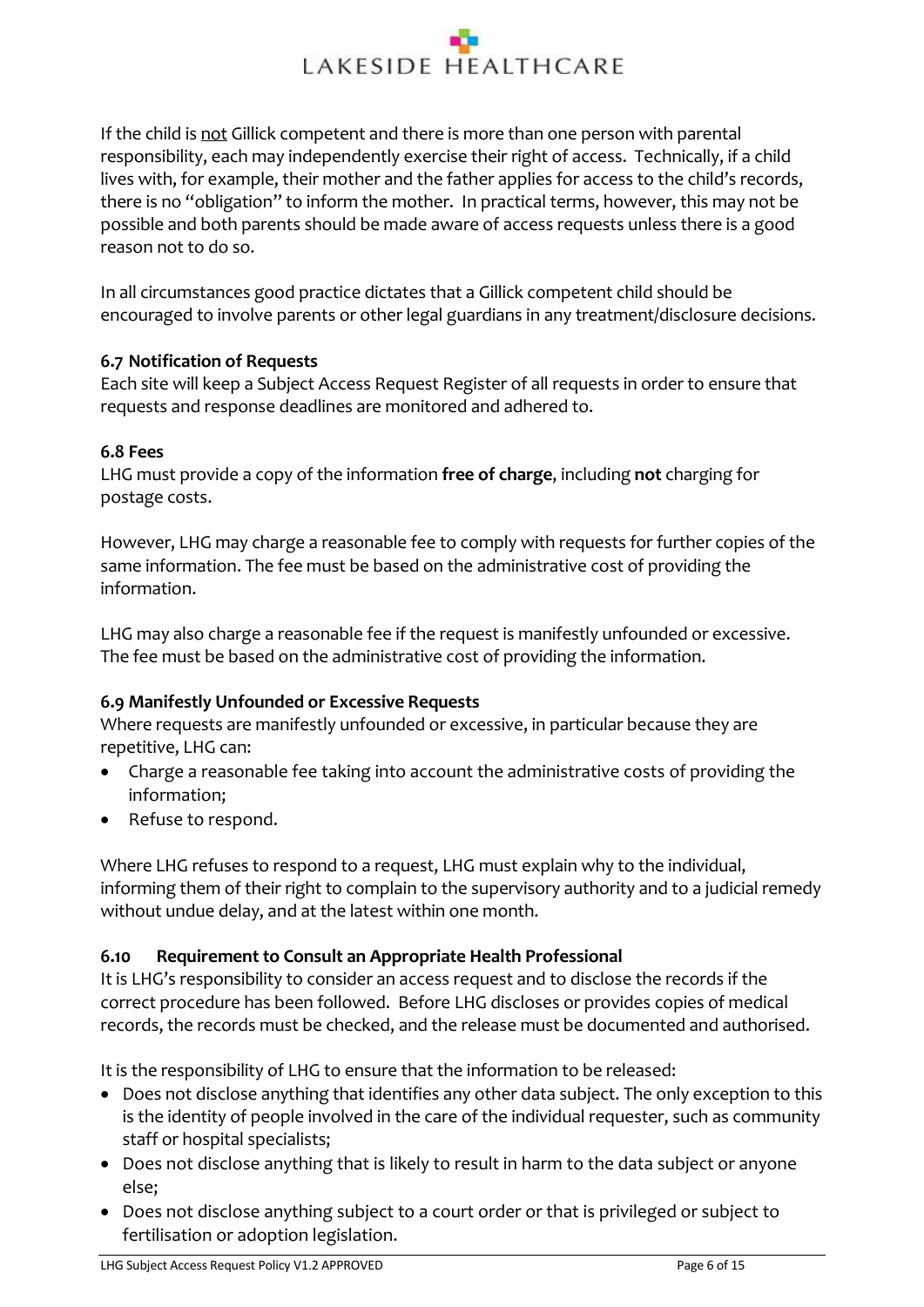If the child is <u>not</u> Gillick competent and there is more than one person with parental responsibility, each may independently exercise their right of access. Technically, if a child lives with, for example, their mother and the father applies for access to the child's records, there is no "obligation" to inform the mother. In practical terms, however, this may not be possible and both parents should be made aware of access requests unless there is a good reason not to do so.

In all circumstances good practice dictates that a Gillick competent child should be encouraged to involve parents or other legal guardians in any treatment/disclosure decisions.

### 6.7 Notification of Requests

Each site will keep a Subject Access Request Register of all requests in order to ensure that requests and response deadlines are monitored and adhered to.

### 6.8 Fees

LHG must provide a copy of the information **free of charge**, including **not** charging for postage costs.

However, LHG may charge a reasonable fee to comply with requests for further copies of the same information. The fee must be based on the administrative cost of providing the information.

LHG may also charge a reasonable fee if the request is manifestly unfounded or excessive. The fee must be based on the administrative cost of providing the information.

### 6.9 Manifestly Unfounded or Excessive Requests

Where requests are manifestly unfounded or excessive, in particular because they are repetitive, LHG can:

- Charge a reasonable fee taking into account the administrative costs of providing the information;
- Refuse to respond.

Where LHG refuses to respond to a request, LHG must explain why to the individual, informing them of their right to complain to the supervisory authority and to a judicial remedy without undue delay, and at the latest within one month.

### 6.10 Requirement to Consult an Appropriate Health Professional

It is LHG's responsibility to consider an access request and to disclose the records if the correct procedure has been followed. Before LHG discloses or provides copies of medical records, the records must be checked, and the release must be documented and authorised.

It is the responsibility of LHG to ensure that the information to be released:

- Does not disclose anything that identifies any other data subject. The only exception to this is the identity of people involved in the care of the individual requester, such as community staff or hospital specialists;
- Does not disclose anything that is likely to result in harm to the data subject or anyone else;
- Does not disclose anything subject to a court order or that is privileged or subject to fertilisation or adoption legislation.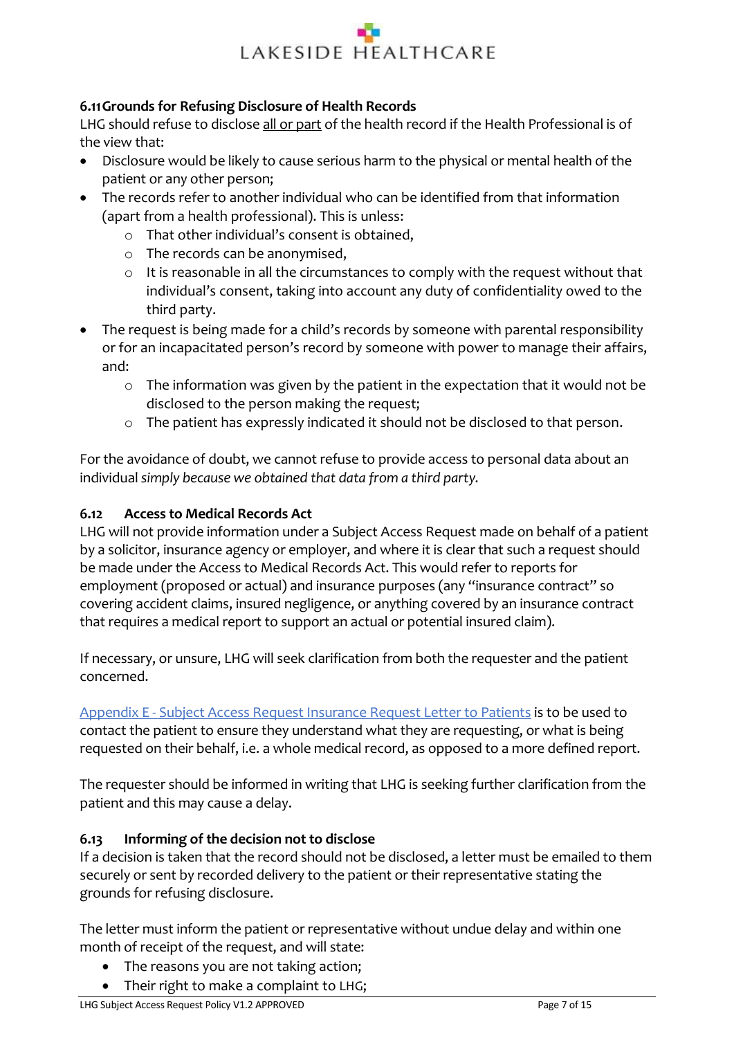### 6.11 Grounds for Refusing Disclosure of Health Records

LHG should refuse to disclose all or part of the health record if the Health Professional is of the view that:

- Disclosure would be likely to cause serious harm to the physical or mental health of the patient or any other person;
- The records refer to another individual who can be identified from that information (apart from a health professional). This is unless:
  - That other individual's consent is obtained,
  - The records can be anonymised,
  - It is reasonable in all the circumstances to comply with the request without that individual's consent, taking into account any duty of confidentiality owed to the third party.
- The request is being made for a child's records by someone with parental responsibility or for an incapacitated person's record by someone with power to manage their affairs, and:
  - The information was given by the patient in the expectation that it would not be disclosed to the person making the request;
  - The patient has expressly indicated it should not be disclosed to that person.

For the avoidance of doubt, we cannot refuse to provide access to personal data about an individual *simply because we obtained that data from a third party.*

### 6.12 Access to Medical Records Act

LHG will not provide information under a Subject Access Request made on behalf of a patient by a solicitor, insurance agency or employer, and where it is clear that such a request should be made under the Access to Medical Records Act. This would refer to reports for employment (proposed or actual) and insurance purposes (any "insurance contract" so covering accident claims, insured negligence, or anything covered by an insurance contract that requires a medical report to support an actual or potential insured claim).

If necessary, or unsure, LHG will seek clarification from both the requester and the patient concerned.

Appendix E - Subject Access Request Insurance Request Letter to Patients is to be used to contact the patient to ensure they understand what they are requesting, or what is being requested on their behalf, i.e. a whole medical record, as opposed to a more defined report.

The requester should be informed in writing that LHG is seeking further clarification from the patient and this may cause a delay.

### 6.13 Informing of the decision not to disclose

If a decision is taken that the record should not be disclosed, a letter must be emailed to them securely or sent by recorded delivery to the patient or their representative stating the grounds for refusing disclosure.

The letter must inform the patient or representative without undue delay and within one month of receipt of the request, and will state:

- The reasons you are not taking action;
- Their right to make a complaint to LHG;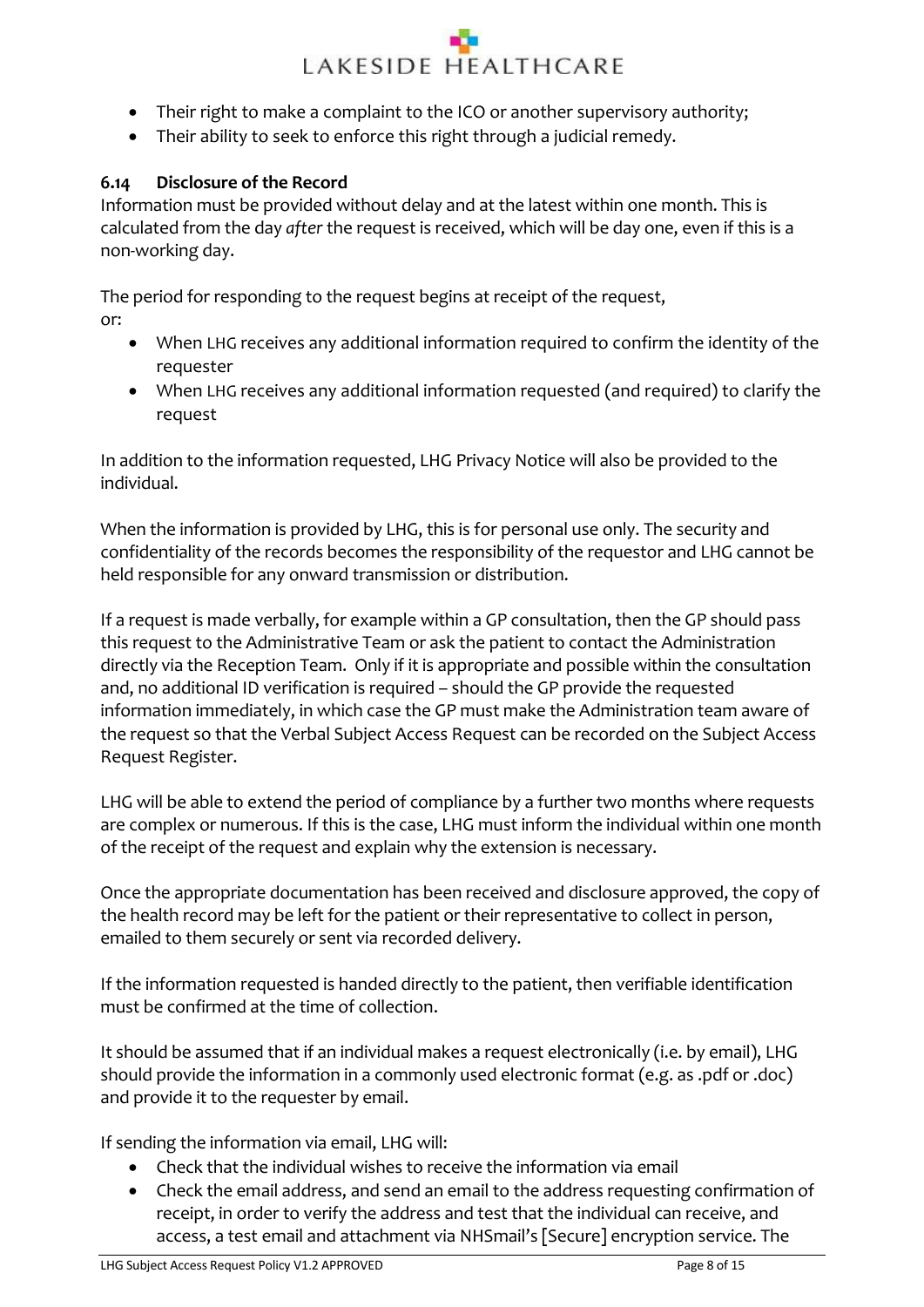- Their right to make a complaint to the ICO or another supervisory authority;
- Their ability to seek to enforce this right through a judicial remedy.

### 6.14 Disclosure of the Record

Information must be provided without delay and at the latest within one month. This is calculated from the day *after* the request is received, which will be day one, even if this is a non-working day.

The period for responding to the request begins at receipt of the request, or:

- When LHG receives any additional information required to confirm the identity of the requester
- When LHG receives any additional information requested (and required) to clarify the request

In addition to the information requested, LHG Privacy Notice will also be provided to the individual.

When the information is provided by LHG, this is for personal use only. The security and confidentiality of the records becomes the responsibility of the requestor and LHG cannot be held responsible for any onward transmission or distribution.

If a request is made verbally, for example within a GP consultation, then the GP should pass this request to the Administrative Team or ask the patient to contact the Administration directly via the Reception Team. Only if it is appropriate and possible within the consultation and, no additional ID verification is required – should the GP provide the requested information immediately, in which case the GP must make the Administration team aware of the request so that the Verbal Subject Access Request can be recorded on the Subject Access Request Register.

LHG will be able to extend the period of compliance by a further two months where requests are complex or numerous. If this is the case, LHG must inform the individual within one month of the receipt of the request and explain why the extension is necessary.

Once the appropriate documentation has been received and disclosure approved, the copy of the health record may be left for the patient or their representative to collect in person, emailed to them securely or sent via recorded delivery.

If the information requested is handed directly to the patient, then verifiable identification must be confirmed at the time of collection.

It should be assumed that if an individual makes a request electronically (i.e. by email), LHG should provide the information in a commonly used electronic format (e.g. as .pdf or .doc) and provide it to the requester by email.

If sending the information via email, LHG will:

- Check that the individual wishes to receive the information via email
- Check the email address, and send an email to the address requesting confirmation of receipt, in order to verify the address and test that the individual can receive, and access, a test email and attachment via NHSmail's [Secure] encryption service. The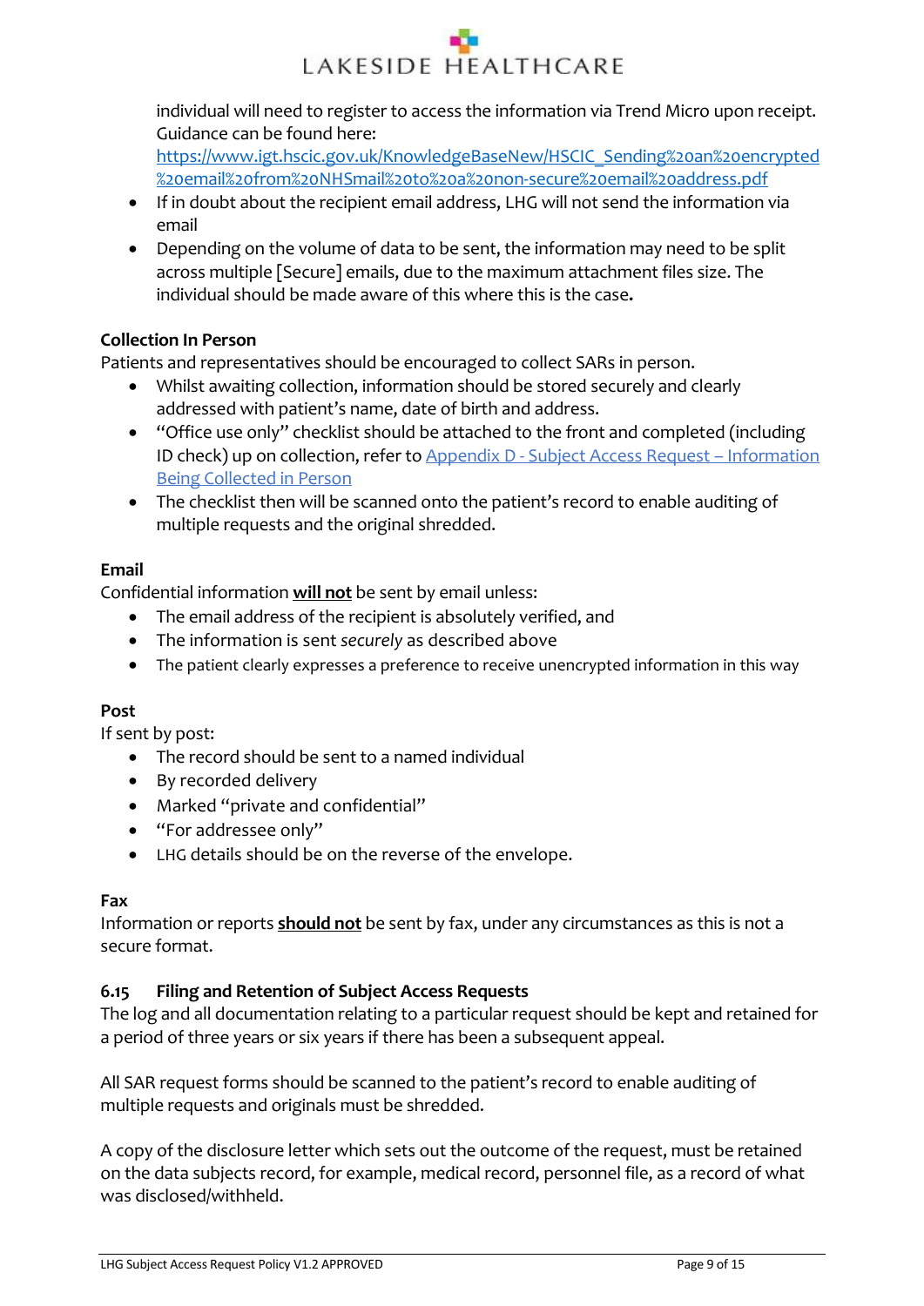individual will need to register to access the information via Trend Micro upon receipt. Guidance can be found here: [https://www.igt.hscic.gov.uk/KnowledgeBaseNew/HSCIC_Sending%20an%20encrypted%20email%20from%20NHSmail%20to%20a%20non-secure%20email%20address.pdf](https://www.igt.hscic.gov.uk/KnowledgeBaseNew/HSCIC_Sending%20an%20encrypted%20email%20from%20NHSmail%20to%20a%20non-secure%20email%20address.pdf)

- If in doubt about the recipient email address, LHG will not send the information via email
- Depending on the volume of data to be sent, the information may need to be split across multiple [Secure] emails, due to the maximum attachment files size. The individual should be made aware of this where this is the case.

**Collection In Person**

Patients and representatives should be encouraged to collect SARs in person.

- Whilst awaiting collection, information should be stored securely and clearly addressed with patient's name, date of birth and address.
- "Office use only" checklist should be attached to the front and completed (including ID check) up on collection, refer to Appendix D - Subject Access Request – Information Being Collected in Person
- The checklist then will be scanned onto the patient's record to enable auditing of multiple requests and the original shredded.

**Email**

Confidential information **<u>will not</u>** be sent by email unless:

- The email address of the recipient is absolutely verified, and
- The information is sent *securely* as described above
- The patient clearly expresses a preference to receive unencrypted information in this way

**Post**

If sent by post:

- The record should be sent to a named individual
- By recorded delivery
- Marked "private and confidential"
- "For addressee only"
- LHG details should be on the reverse of the envelope.

**Fax**

Information or reports **<u>should not</u>** be sent by fax, under any circumstances as this is not a secure format.

### 6.15 Filing and Retention of Subject Access Requests

The log and all documentation relating to a particular request should be kept and retained for a period of three years or six years if there has been a subsequent appeal.

All SAR request forms should be scanned to the patient's record to enable auditing of multiple requests and originals must be shredded.

A copy of the disclosure letter which sets out the outcome of the request, must be retained on the data subjects record, for example, medical record, personnel file, as a record of what was disclosed/withheld.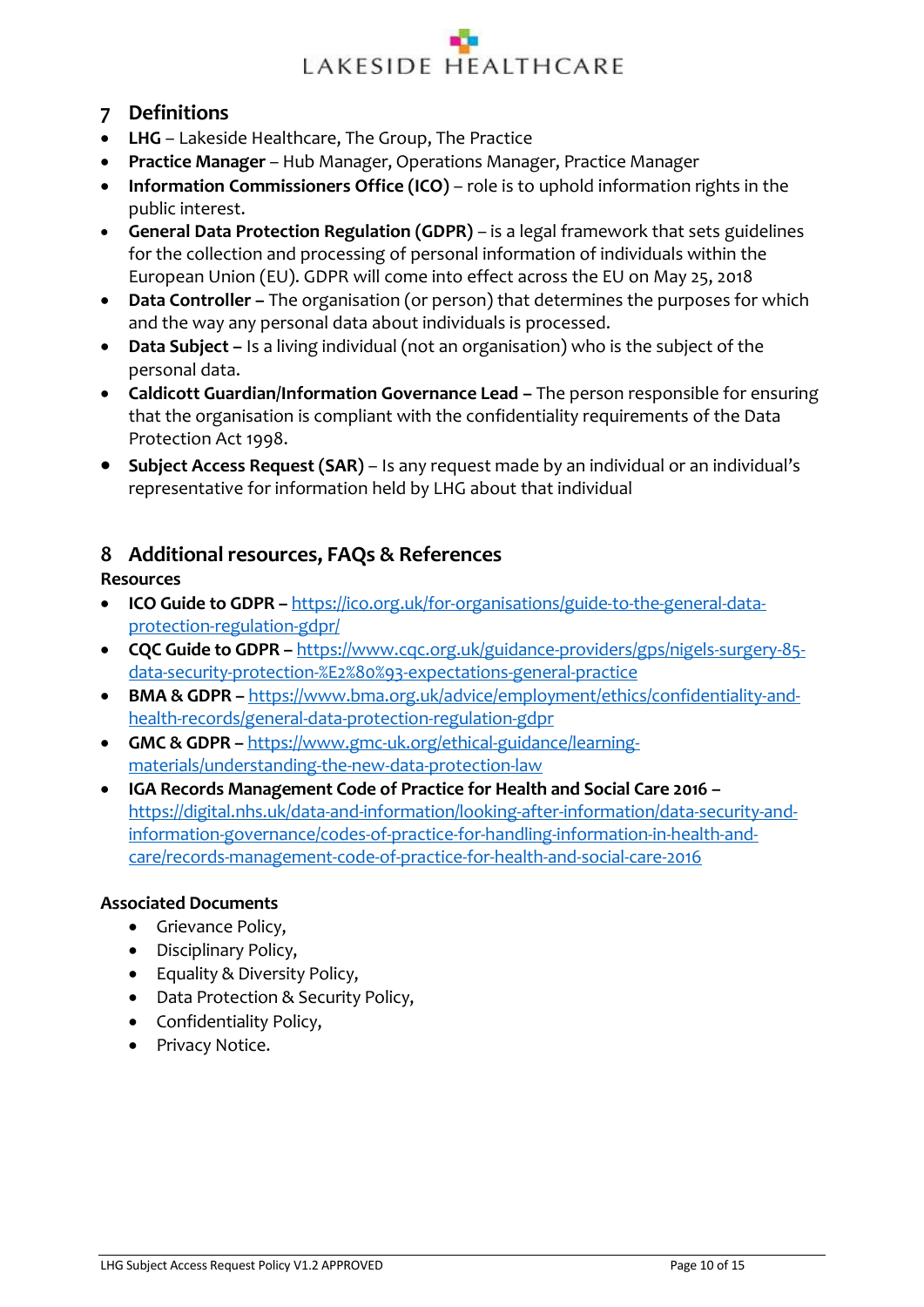## 7 Definitions

- **LHG** – Lakeside Healthcare, The Group, The Practice
- **Practice Manager** – Hub Manager, Operations Manager, Practice Manager
- **Information Commissioners Office (ICO)** – role is to uphold information rights in the public interest.
- **General Data Protection Regulation (GDPR)** – is a legal framework that sets guidelines for the collection and processing of personal information of individuals within the European Union (EU). GDPR will come into effect across the EU on May 25, 2018
- **Data Controller –** The organisation (or person) that determines the purposes for which and the way any personal data about individuals is processed.
- **Data Subject –** Is a living individual (not an organisation) who is the subject of the personal data.
- **Caldicott Guardian/Information Governance Lead –** The person responsible for ensuring that the organisation is compliant with the confidentiality requirements of the Data Protection Act 1998.
- **Subject Access Request (SAR)** – Is any request made by an individual or an individual's representative for information held by LHG about that individual

## 8 Additional resources, FAQs & References

**Resources**

- **ICO Guide to GDPR –** https://ico.org.uk/for-organisations/guide-to-the-general-data-protection-regulation-gdpr/
- **CQC Guide to GDPR –** https://www.cqc.org.uk/guidance-providers/gps/nigels-surgery-85-data-security-protection-%E2%80%93-expectations-general-practice
- **BMA & GDPR –** https://www.bma.org.uk/advice/employment/ethics/confidentiality-and-health-records/general-data-protection-regulation-gdpr
- **GMC & GDPR –** https://www.gmc-uk.org/ethical-guidance/learning-materials/understanding-the-new-data-protection-law
- **IGA Records Management Code of Practice for Health and Social Care 2016 –** https://digital.nhs.uk/data-and-information/looking-after-information/data-security-and-information-governance/codes-of-practice-for-handling-information-in-health-and-care/records-management-code-of-practice-for-health-and-social-care-2016

**Associated Documents**

- Grievance Policy,
- Disciplinary Policy,
- Equality & Diversity Policy,
- Data Protection & Security Policy,
- Confidentiality Policy,
- Privacy Notice.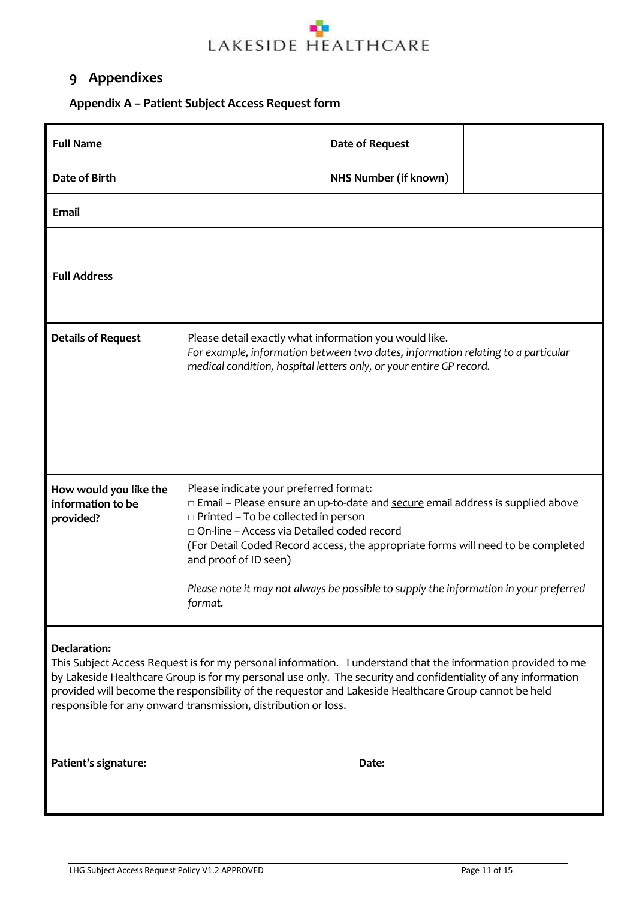# 9 Appendixes

## Appendix A – Patient Subject Access Request form

| **Full Name** | | **Date of Request** | |
|---|---|---|---|
| **Date of Birth** | | **NHS Number (if known)** | |
| **Email** | | | |
| **Full Address** | | | |
| **Details of Request** | Please detail exactly what information you would like.<br>*For example, information between two dates, information relating to a particular medical condition, hospital letters only, or your entire GP record.* | | |
| **How would you like the information to be provided?** | Please indicate your preferred format:<br>□ Email – Please ensure an up-to-date and secure email address is supplied above<br>□ Printed – To be collected in person<br>□ On-line – Access via Detailed coded record<br>(For Detail Coded Record access, the appropriate forms will need to be completed and proof of ID seen)<br><br>*Please note it may not always be possible to supply the information in your preferred format.* | | |

**Declaration:**
This Subject Access Request is for my personal information. I understand that the information provided to me by Lakeside Healthcare Group is for my personal use only. The security and confidentiality of any information provided will become the responsibility of the requestor and Lakeside Healthcare Group cannot be held responsible for any onward transmission, distribution or loss.

**Patient's signature:** **Date:**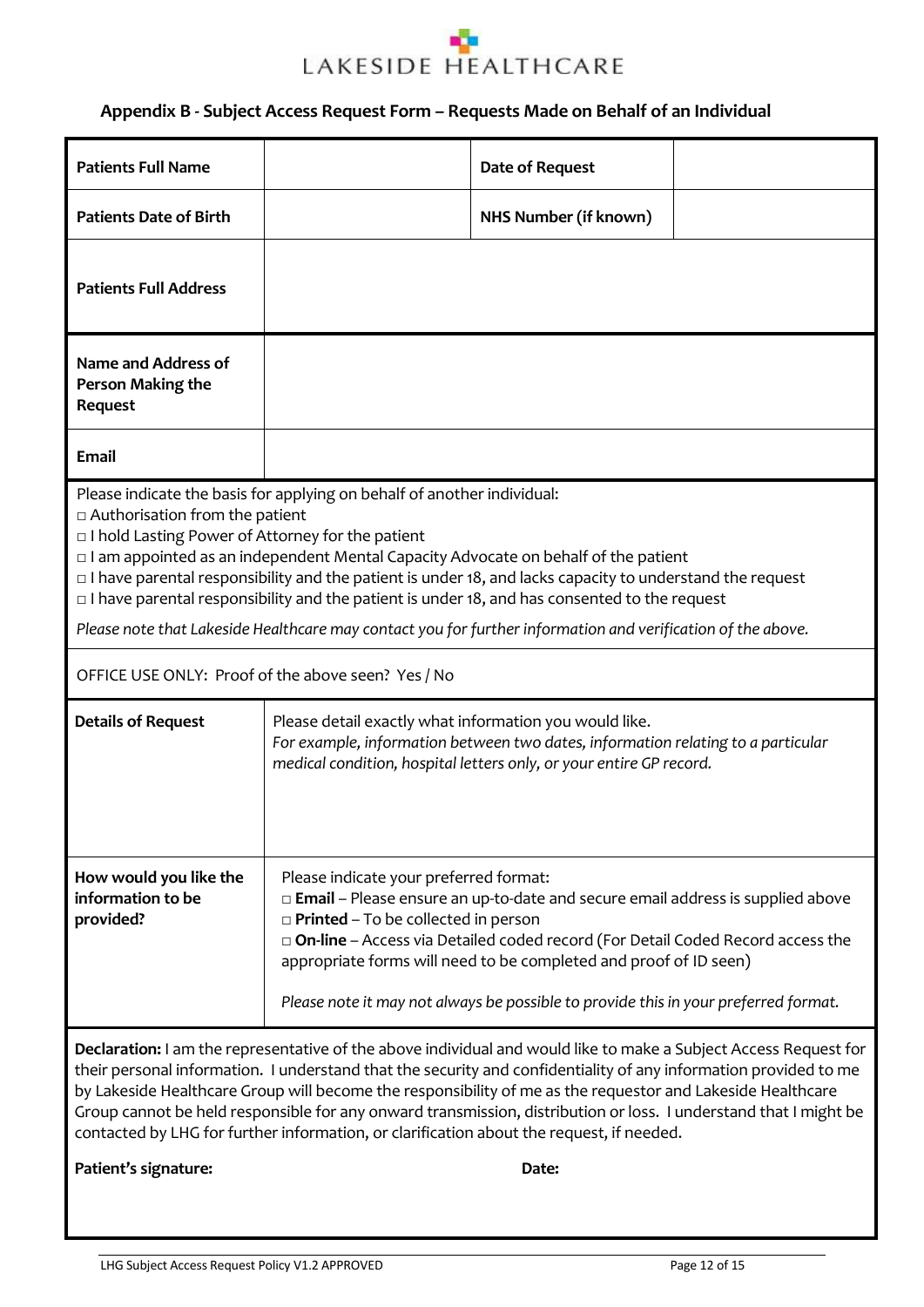LAKESIDE HEALTHCARE

## Appendix B - Subject Access Request Form – Requests Made on Behalf of an Individual

| **Patients Full Name** | | **Date of Request** | |
|---|---|---|---|
| **Patients Date of Birth** | | **NHS Number (if known)** | |
| **Patients Full Address** | | | |
| **Name and Address of Person Making the Request** | | | |
| **Email** | | | |

Please indicate the basis for applying on behalf of another individual:

□ Authorisation from the patient
□ I hold Lasting Power of Attorney for the patient
□ I am appointed as an independent Mental Capacity Advocate on behalf of the patient
□ I have parental responsibility and the patient is under 18, and lacks capacity to understand the request
□ I have parental responsibility and the patient is under 18, and has consented to the request

*Please note that Lakeside Healthcare may contact you for further information and verification of the above.*

OFFICE USE ONLY: Proof of the above seen? Yes / No

| **Details of Request** | Please detail exactly what information you would like. *For example, information between two dates, information relating to a particular medical condition, hospital letters only, or your entire GP record.* |
|---|---|
| **How would you like the information to be provided?** | Please indicate your preferred format: □ **Email** – Please ensure an up-to-date and secure email address is supplied above □ **Printed** – To be collected in person □ **On-line** – Access via Detailed coded record (For Detail Coded Record access the appropriate forms will need to be completed and proof of ID seen) *Please note it may not always be possible to provide this in your preferred format.* |

**Declaration:** I am the representative of the above individual and would like to make a Subject Access Request for their personal information. I understand that the security and confidentiality of any information provided to me by Lakeside Healthcare Group will become the responsibility of me as the requestor and Lakeside Healthcare Group cannot be held responsible for any onward transmission, distribution or loss. I understand that I might be contacted by LHG for further information, or clarification about the request, if needed.

**Patient's signature:** **Date:**

LHG Subject Access Request Policy V1.2 APPROVED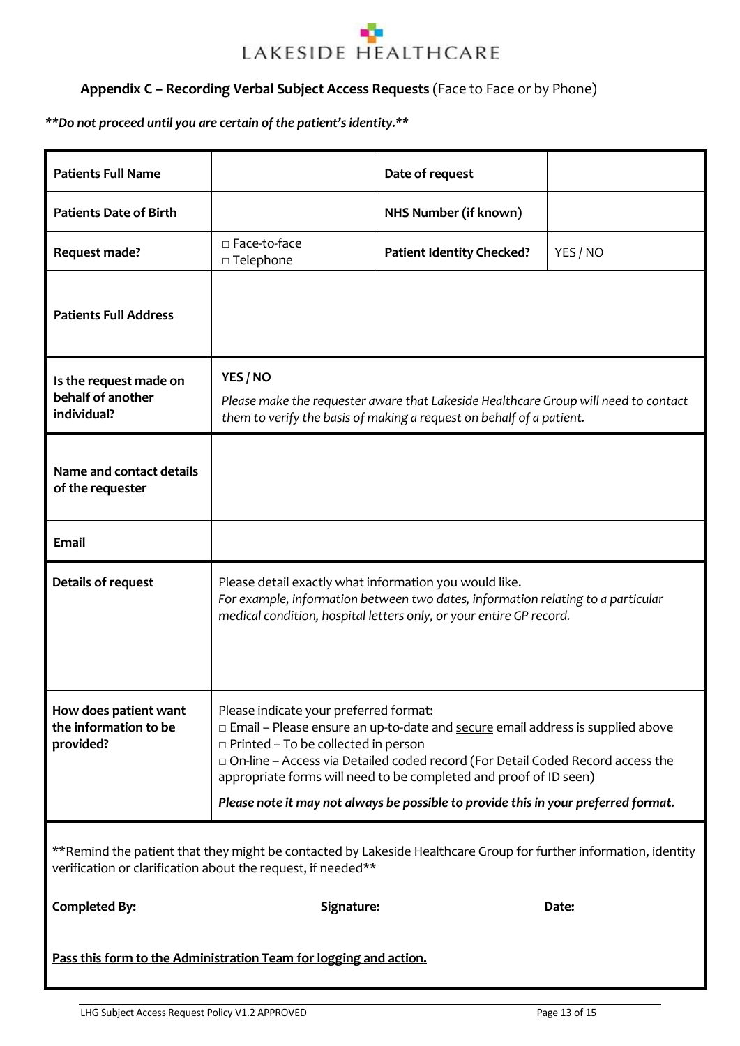LAKESIDE HEALTHCARE

## Appendix C – Recording Verbal Subject Access Requests (Face to Face or by Phone)

***\*\*Do not proceed until you are certain of the patient's identity.\*\****

| **Patients Full Name** | | **Date of request** | |
|---|---|---|---|
| **Patients Date of Birth** | | **NHS Number (if known)** | |
| **Request made?** | □ Face-to-face<br>□ Telephone | **Patient Identity Checked?** | YES / NO |
| **Patients Full Address** | | | |
| **Is the request made on behalf of another individual?** | **YES / NO**<br>*Please make the requester aware that Lakeside Healthcare Group will need to contact them to verify the basis of making a request on behalf of a patient.* | | |
| **Name and contact details of the requester** | | | |
| **Email** | | | |
| **Details of request** | Please detail exactly what information you would like.<br>*For example, information between two dates, information relating to a particular medical condition, hospital letters only, or your entire GP record.* | | |
| **How does patient want the information to be provided?** | Please indicate your preferred format:<br>□ Email – Please ensure an up-to-date and <u>secure</u> email address is supplied above<br>□ Printed – To be collected in person<br>□ On-line – Access via Detailed coded record (For Detail Coded Record access the appropriate forms will need to be completed and proof of ID seen)<br>***Please note it may not always be possible to provide this in your preferred format.*** | | |

\*\*Remind the patient that they might be contacted by Lakeside Healthcare Group for further information, identity verification or clarification about the request, if needed\*\*

**Completed By:** **Signature:** **Date:**

<u>**Pass this form to the Administration Team for logging and action.**</u>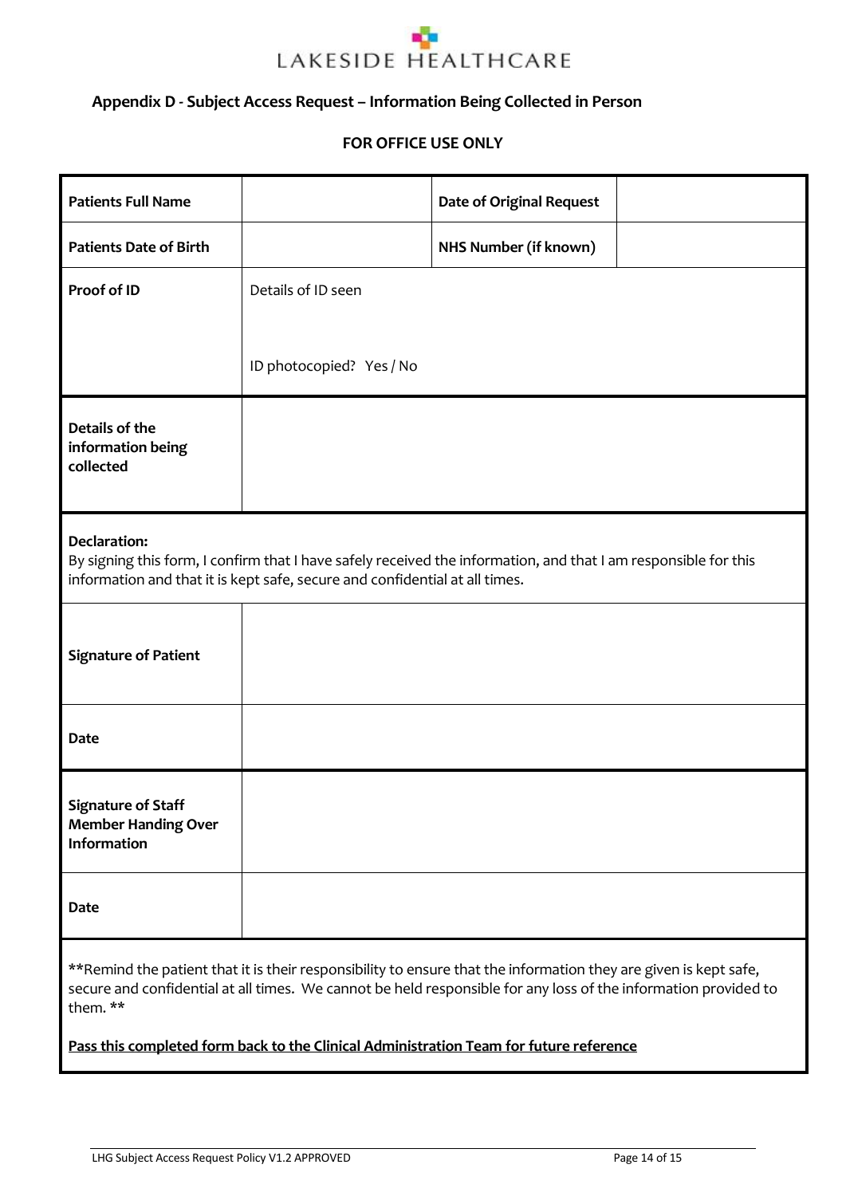LAKESIDE HEALTHCARE

## Appendix D - Subject Access Request – Information Being Collected in Person

**FOR OFFICE USE ONLY**

| | | | |
|---|---|---|---|
| **Patients Full Name** | | **Date of Original Request** | |
| **Patients Date of Birth** | | **NHS Number (if known)** | |
| **Proof of ID** | Details of ID seen<br><br>ID photocopied? Yes / No | | |
| **Details of the information being collected** | | | |

**Declaration:**
By signing this form, I confirm that I have safely received the information, and that I am responsible for this information and that it is kept safe, secure and confidential at all times.

| | |
|---|---|
| **Signature of Patient** | |
| **Date** | |
| **Signature of Staff Member Handing Over Information** | |
| **Date** | |

**Remind the patient that it is their responsibility to ensure that the information they are given is kept safe, secure and confidential at all times. We cannot be held responsible for any loss of the information provided to them. **

**Pass this completed form back to the Clinical Administration Team for future reference**

LHG Subject Access Request Policy V1.2 APPROVED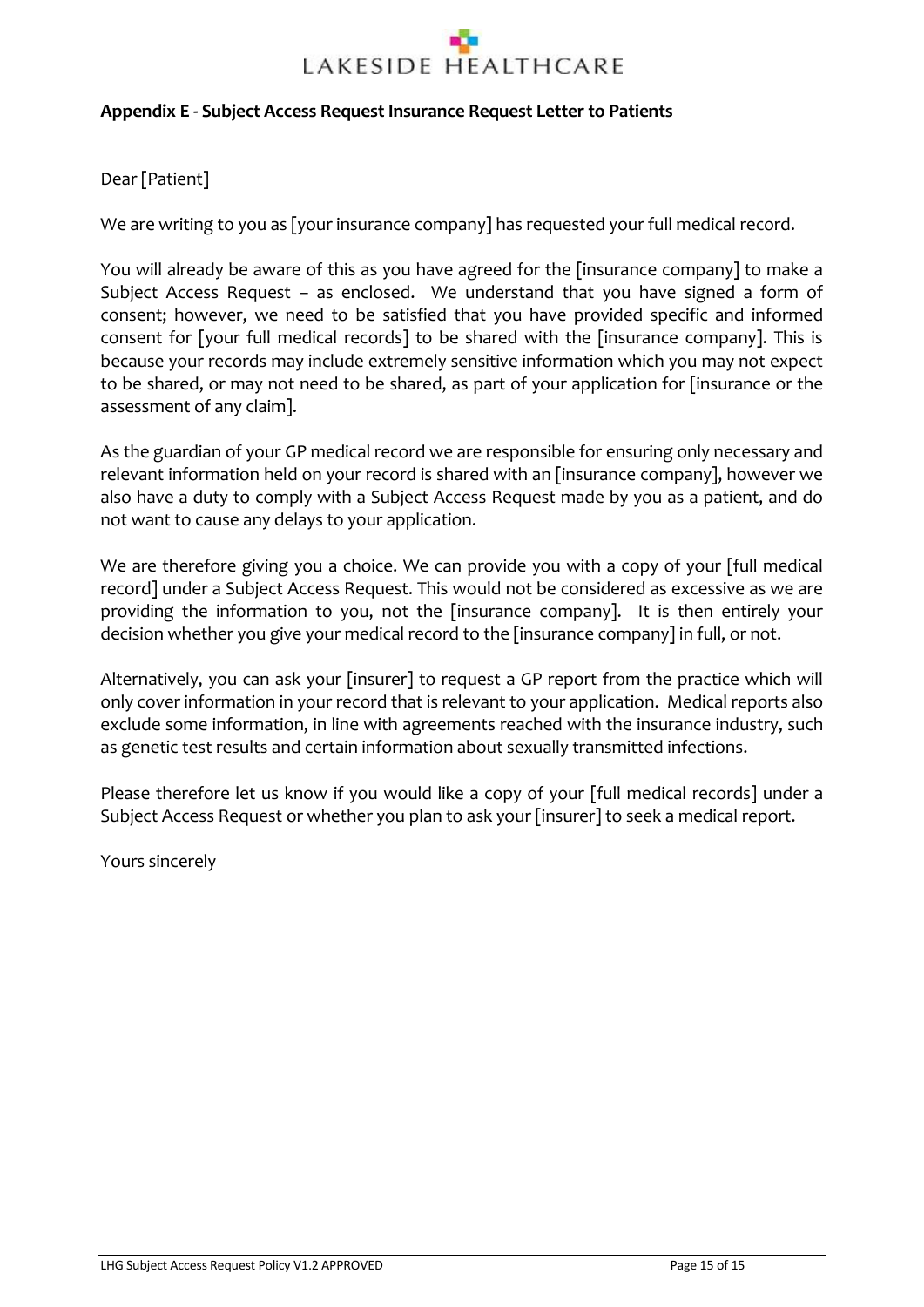**Appendix E - Subject Access Request Insurance Request Letter to Patients**

Dear [Patient]

We are writing to you as [your insurance company] has requested your full medical record.

You will already be aware of this as you have agreed for the [insurance company] to make a Subject Access Request – as enclosed. We understand that you have signed a form of consent; however, we need to be satisfied that you have provided specific and informed consent for [your full medical records] to be shared with the [insurance company]. This is because your records may include extremely sensitive information which you may not expect to be shared, or may not need to be shared, as part of your application for [insurance or the assessment of any claim].

As the guardian of your GP medical record we are responsible for ensuring only necessary and relevant information held on your record is shared with an [insurance company], however we also have a duty to comply with a Subject Access Request made by you as a patient, and do not want to cause any delays to your application.

We are therefore giving you a choice. We can provide you with a copy of your [full medical record] under a Subject Access Request. This would not be considered as excessive as we are providing the information to you, not the [insurance company]. It is then entirely your decision whether you give your medical record to the [insurance company] in full, or not.

Alternatively, you can ask your [insurer] to request a GP report from the practice which will only cover information in your record that is relevant to your application. Medical reports also exclude some information, in line with agreements reached with the insurance industry, such as genetic test results and certain information about sexually transmitted infections.

Please therefore let us know if you would like a copy of your [full medical records] under a Subject Access Request or whether you plan to ask your [insurer] to seek a medical report.

Yours sincerely